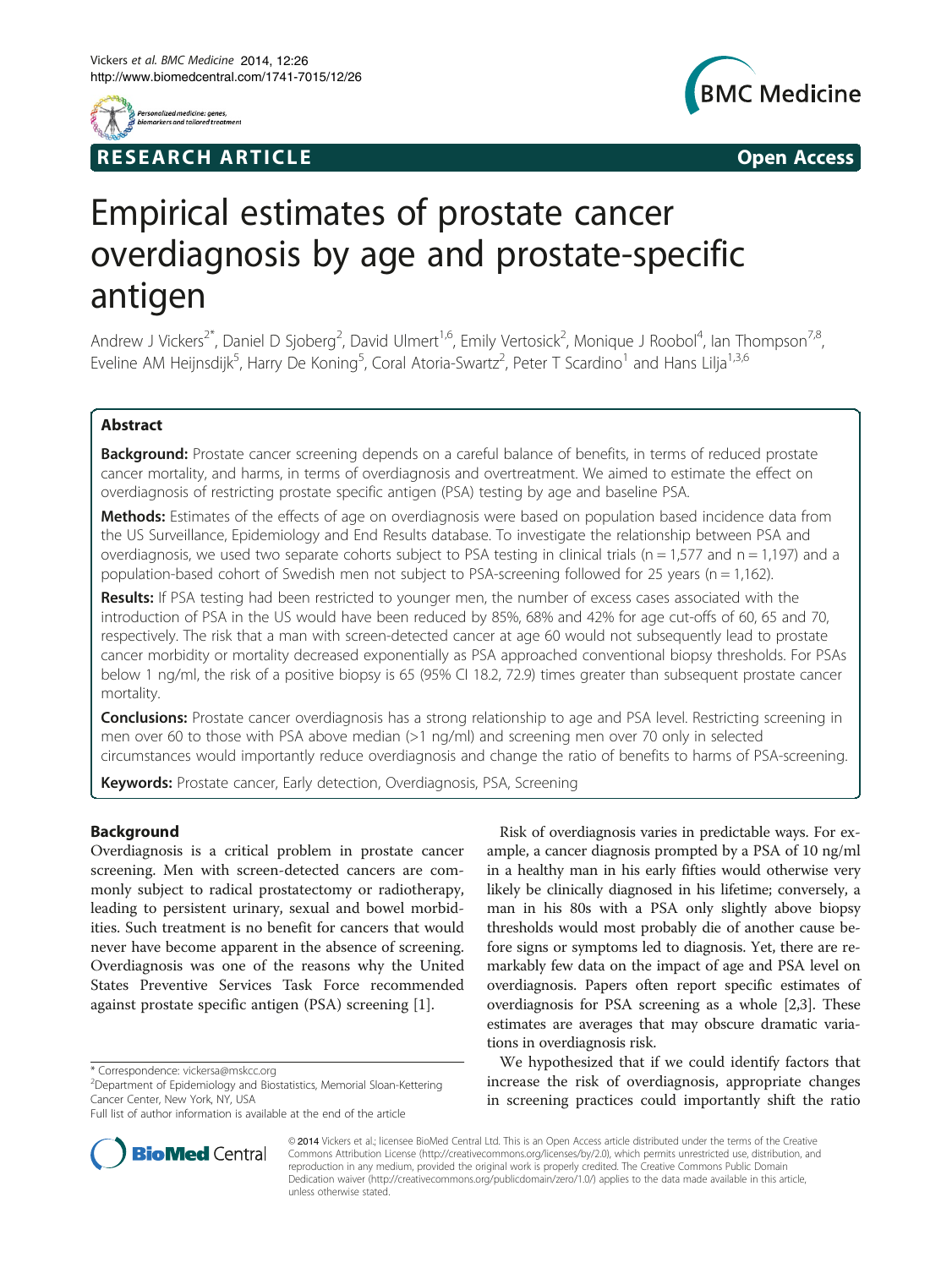RESEARCH ARTICLE Open Access

# Empirical estimates of prostate cancer overdiagnosis by age and prostate-specific antigen

Andrew J Vickers[2*], Daniel D Sjoberg[2], David Ulmert[1,6], Emily Vertosick[2], Monique J Roobol[4], Ian Thompson[7,8], Eveline AM Heijnsdijk[5], Harry De Koning[5], Coral Atoria-Swartz[2], Peter T Scardino[1] and Hans Lilja[1,3,6]

## Abstract

**Background:** Prostate cancer screening depends on a careful balance of benefits, in terms of reduced prostate cancer mortality, and harms, in terms of overdiagnosis and overtreatment. We aimed to estimate the effect on overdiagnosis of restricting prostate specific antigen (PSA) testing by age and baseline PSA.

**Methods:** Estimates of the effects of age on overdiagnosis were based on population based incidence data from the US Surveillance, Epidemiology and End Results database. To investigate the relationship between PSA and overdiagnosis, we used two separate cohorts subject to PSA testing in clinical trials (n = 1,577 and n = 1,197) and a population-based cohort of Swedish men not subject to PSA-screening followed for 25 years (n = 1,162).

**Results:** If PSA testing had been restricted to younger men, the number of excess cases associated with the introduction of PSA in the US would have been reduced by 85%, 68% and 42% for age cut-offs of 60, 65 and 70, respectively. The risk that a man with screen-detected cancer at age 60 would not subsequently lead to prostate cancer morbidity or mortality decreased exponentially as PSA approached conventional biopsy thresholds. For PSAs below 1 ng/ml, the risk of a positive biopsy is 65 (95% CI 18.2, 72.9) times greater than subsequent prostate cancer mortality.

**Conclusions:** Prostate cancer overdiagnosis has a strong relationship to age and PSA level. Restricting screening in men over 60 to those with PSA above median (>1 ng/ml) and screening men over 70 only in selected circumstances would importantly reduce overdiagnosis and change the ratio of benefits to harms of PSA-screening.

**Keywords:** Prostate cancer, Early detection, Overdiagnosis, PSA, Screening

## Background

Overdiagnosis is a critical problem in prostate cancer screening. Men with screen-detected cancers are commonly subject to radical prostatectomy or radiotherapy, leading to persistent urinary, sexual and bowel morbidities. Such treatment is no benefit for cancers that would never have become apparent in the absence of screening. Overdiagnosis was one of the reasons why the United States Preventive Services Task Force recommended against prostate specific antigen (PSA) screening [1].

Risk of overdiagnosis varies in predictable ways. For example, a cancer diagnosis prompted by a PSA of 10 ng/ml in a healthy man in his early fifties would otherwise very likely be clinically diagnosed in his lifetime; conversely, a man in his 80s with a PSA only slightly above biopsy thresholds would most probably die of another cause before signs or symptoms led to diagnosis. Yet, there are remarkably few data on the impact of age and PSA level on overdiagnosis. Papers often report specific estimates of overdiagnosis for PSA screening as a whole [2,3]. These estimates are averages that may obscure dramatic variations in overdiagnosis risk.

We hypothesized that if we could identify factors that increase the risk of overdiagnosis, appropriate changes in screening practices could importantly shift the ratio

\* Correspondence: vickersa@mskcc.org
[2]Department of Epidemiology and Biostatistics, Memorial Sloan-Kettering Cancer Center, New York, NY, USA
Full list of author information is available at the end of the article

© 2014 Vickers et al.; licensee BioMed Central Ltd. This is an Open Access article distributed under the terms of the Creative Commons Attribution License (http://creativecommons.org/licenses/by/2.0), which permits unrestricted use, distribution, and reproduction in any medium, provided the original work is properly credited. The Creative Commons Public Domain Dedication waiver (http://creativecommons.org/publicdomain/zero/1.0/) applies to the data made available in this article, unless otherwise stated.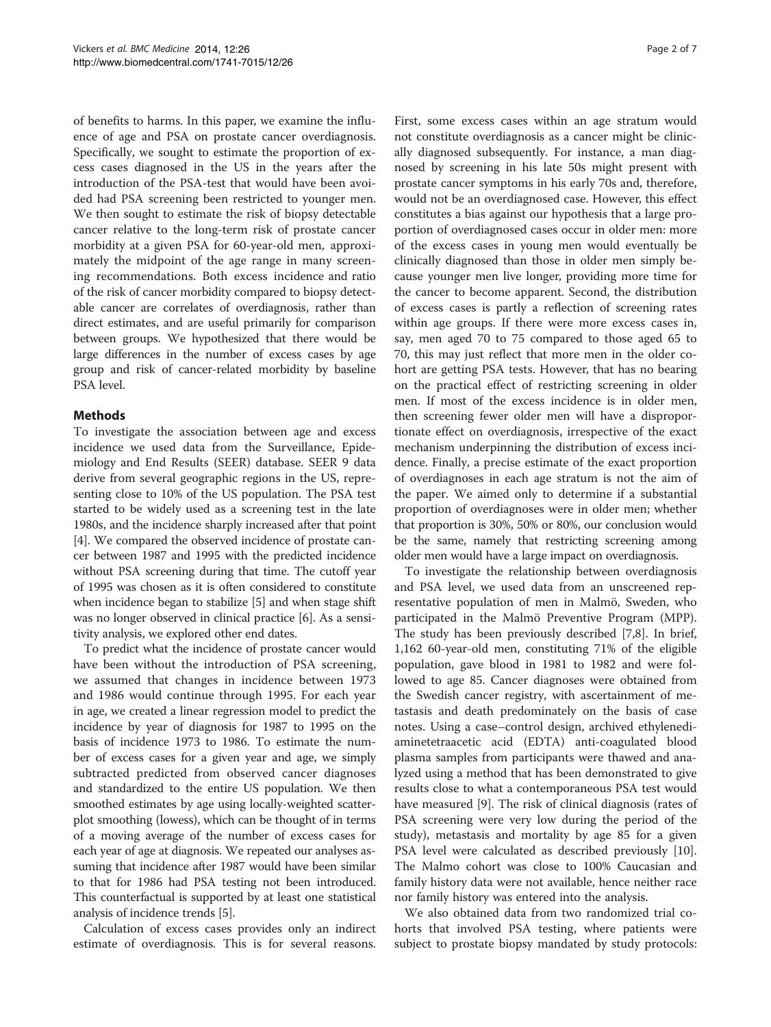of benefits to harms. In this paper, we examine the influence of age and PSA on prostate cancer overdiagnosis. Specifically, we sought to estimate the proportion of excess cases diagnosed in the US in the years after the introduction of the PSA-test that would have been avoided had PSA screening been restricted to younger men. We then sought to estimate the risk of biopsy detectable cancer relative to the long-term risk of prostate cancer morbidity at a given PSA for 60-year-old men, approximately the midpoint of the age range in many screening recommendations. Both excess incidence and ratio of the risk of cancer morbidity compared to biopsy detectable cancer are correlates of overdiagnosis, rather than direct estimates, and are useful primarily for comparison between groups. We hypothesized that there would be large differences in the number of excess cases by age group and risk of cancer-related morbidity by baseline PSA level.

## Methods

To investigate the association between age and excess incidence we used data from the Surveillance, Epidemiology and End Results (SEER) database. SEER 9 data derive from several geographic regions in the US, representing close to 10% of the US population. The PSA test started to be widely used as a screening test in the late 1980s, and the incidence sharply increased after that point [4]. We compared the observed incidence of prostate cancer between 1987 and 1995 with the predicted incidence without PSA screening during that time. The cutoff year of 1995 was chosen as it is often considered to constitute when incidence began to stabilize [5] and when stage shift was no longer observed in clinical practice [6]. As a sensitivity analysis, we explored other end dates.

To predict what the incidence of prostate cancer would have been without the introduction of PSA screening, we assumed that changes in incidence between 1973 and 1986 would continue through 1995. For each year in age, we created a linear regression model to predict the incidence by year of diagnosis for 1987 to 1995 on the basis of incidence 1973 to 1986. To estimate the number of excess cases for a given year and age, we simply subtracted predicted from observed cancer diagnoses and standardized to the entire US population. We then smoothed estimates by age using locally-weighted scatterplot smoothing (lowess), which can be thought of in terms of a moving average of the number of excess cases for each year of age at diagnosis. We repeated our analyses assuming that incidence after 1987 would have been similar to that for 1986 had PSA testing not been introduced. This counterfactual is supported by at least one statistical analysis of incidence trends [5].

Calculation of excess cases provides only an indirect estimate of overdiagnosis. This is for several reasons. First, some excess cases within an age stratum would not constitute overdiagnosis as a cancer might be clinically diagnosed subsequently. For instance, a man diagnosed by screening in his late 50s might present with prostate cancer symptoms in his early 70s and, therefore, would not be an overdiagnosed case. However, this effect constitutes a bias against our hypothesis that a large proportion of overdiagnosed cases occur in older men: more of the excess cases in young men would eventually be clinically diagnosed than those in older men simply because younger men live longer, providing more time for the cancer to become apparent. Second, the distribution of excess cases is partly a reflection of screening rates within age groups. If there were more excess cases in, say, men aged 70 to 75 compared to those aged 65 to 70, this may just reflect that more men in the older cohort are getting PSA tests. However, that has no bearing on the practical effect of restricting screening in older men. If most of the excess incidence is in older men, then screening fewer older men will have a disproportionate effect on overdiagnosis, irrespective of the exact mechanism underpinning the distribution of excess incidence. Finally, a precise estimate of the exact proportion of overdiagnoses in each age stratum is not the aim of the paper. We aimed only to determine if a substantial proportion of overdiagnoses were in older men; whether that proportion is 30%, 50% or 80%, our conclusion would be the same, namely that restricting screening among older men would have a large impact on overdiagnosis.

To investigate the relationship between overdiagnosis and PSA level, we used data from an unscreened representative population of men in Malmö, Sweden, who participated in the Malmö Preventive Program (MPP). The study has been previously described [7,8]. In brief, 1,162 60-year-old men, constituting 71% of the eligible population, gave blood in 1981 to 1982 and were followed to age 85. Cancer diagnoses were obtained from the Swedish cancer registry, with ascertainment of metastasis and death predominately on the basis of case notes. Using a case–control design, archived ethylenediaminetetraacetic acid (EDTA) anti-coagulated blood plasma samples from participants were thawed and analyzed using a method that has been demonstrated to give results close to what a contemporaneous PSA test would have measured [9]. The risk of clinical diagnosis (rates of PSA screening were very low during the period of the study), metastasis and mortality by age 85 for a given PSA level were calculated as described previously [10]. The Malmo cohort was close to 100% Caucasian and family history data were not available, hence neither race nor family history was entered into the analysis.

We also obtained data from two randomized trial cohorts that involved PSA testing, where patients were subject to prostate biopsy mandated by study protocols: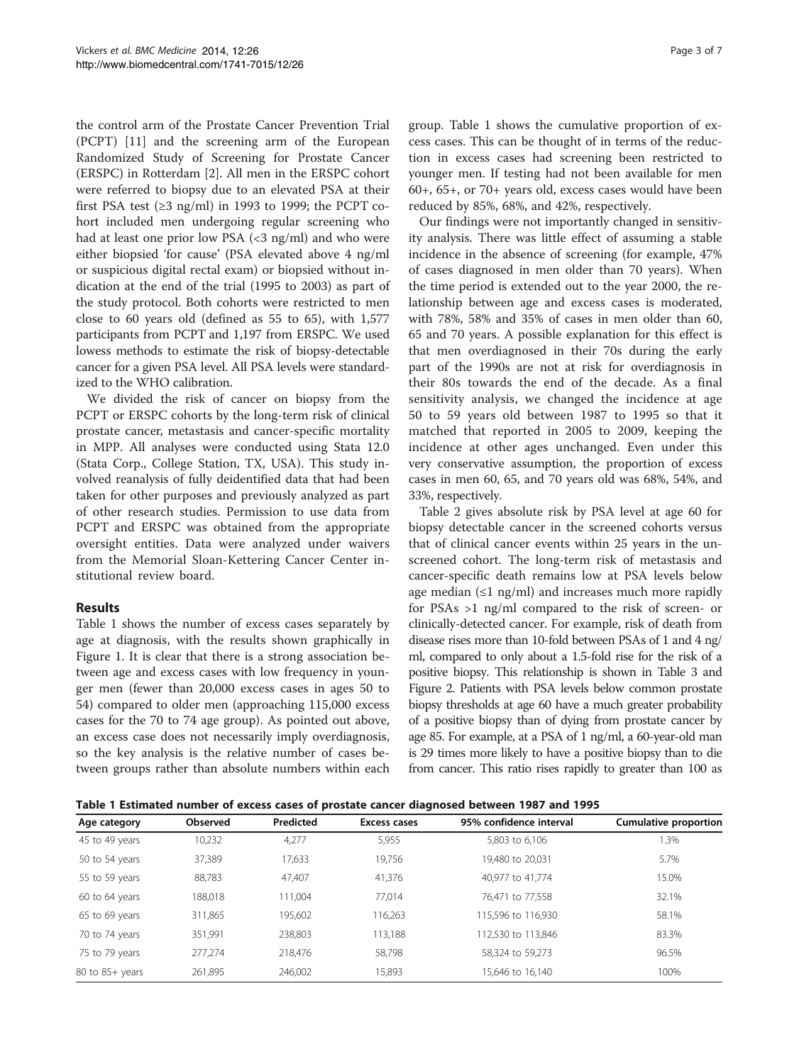the control arm of the Prostate Cancer Prevention Trial (PCPT) [11] and the screening arm of the European Randomized Study of Screening for Prostate Cancer (ERSPC) in Rotterdam [2]. All men in the ERSPC cohort were referred to biopsy due to an elevated PSA at their first PSA test (≥3 ng/ml) in 1993 to 1999; the PCPT cohort included men undergoing regular screening who had at least one prior low PSA (<3 ng/ml) and who were either biopsied 'for cause' (PSA elevated above 4 ng/ml or suspicious digital rectal exam) or biopsied without indication at the end of the trial (1995 to 2003) as part of the study protocol. Both cohorts were restricted to men close to 60 years old (defined as 55 to 65), with 1,577 participants from PCPT and 1,197 from ERSPC. We used lowess methods to estimate the risk of biopsy-detectable cancer for a given PSA level. All PSA levels were standardized to the WHO calibration.

We divided the risk of cancer on biopsy from the PCPT or ERSPC cohorts by the long-term risk of clinical prostate cancer, metastasis and cancer-specific mortality in MPP. All analyses were conducted using Stata 12.0 (Stata Corp., College Station, TX, USA). This study involved reanalysis of fully deidentified data that had been taken for other purposes and previously analyzed as part of other research studies. Permission to use data from PCPT and ERSPC was obtained from the appropriate oversight entities. Data were analyzed under waivers from the Memorial Sloan-Kettering Cancer Center institutional review board.

## Results

Table 1 shows the number of excess cases separately by age at diagnosis, with the results shown graphically in Figure 1. It is clear that there is a strong association between age and excess cases with low frequency in younger men (fewer than 20,000 excess cases in ages 50 to 54) compared to older men (approaching 115,000 excess cases for the 70 to 74 age group). As pointed out above, an excess case does not necessarily imply overdiagnosis, so the key analysis is the relative number of cases between groups rather than absolute numbers within each group. Table 1 shows the cumulative proportion of excess cases. This can be thought of in terms of the reduction in excess cases had screening been restricted to younger men. If testing had not been available for men 60+, 65+, or 70+ years old, excess cases would have been reduced by 85%, 68%, and 42%, respectively.

Our findings were not importantly changed in sensitivity analysis. There was little effect of assuming a stable incidence in the absence of screening (for example, 47% of cases diagnosed in men older than 70 years). When the time period is extended out to the year 2000, the relationship between age and excess cases is moderated, with 78%, 58% and 35% of cases in men older than 60, 65 and 70 years. A possible explanation for this effect is that men overdiagnosed in their 70s during the early part of the 1990s are not at risk for overdiagnosis in their 80s towards the end of the decade. As a final sensitivity analysis, we changed the incidence at age 50 to 59 years old between 1987 to 1995 so that it matched that reported in 2005 to 2009, keeping the incidence at other ages unchanged. Even under this very conservative assumption, the proportion of excess cases in men 60, 65, and 70 years old was 68%, 54%, and 33%, respectively.

Table 2 gives absolute risk by PSA level at age 60 for biopsy detectable cancer in the screened cohorts versus that of clinical cancer events within 25 years in the unscreened cohort. The long-term risk of metastasis and cancer-specific death remains low at PSA levels below age median (≤1 ng/ml) and increases much more rapidly for PSAs >1 ng/ml compared to the risk of screen- or clinically-detected cancer. For example, risk of death from disease rises more than 10-fold between PSAs of 1 and 4 ng/ml, compared to only about a 1.5-fold rise for the risk of a positive biopsy. This relationship is shown in Table 3 and Figure 2. Patients with PSA levels below common prostate biopsy thresholds at age 60 have a much greater probability of a positive biopsy than of dying from prostate cancer by age 85. For example, at a PSA of 1 ng/ml, a 60-year-old man is 29 times more likely to have a positive biopsy than to die from cancer. This ratio rises rapidly to greater than 100 as

**Table 1 Estimated number of excess cases of prostate cancer diagnosed between 1987 and 1995**

| Age category | Observed | Predicted | Excess cases | 95% confidence interval | Cumulative proportion |
|---|---|---|---|---|---|
| 45 to 49 years | 10,232 | 4,277 | 5,955 | 5,803 to 6,106 | 1.3% |
| 50 to 54 years | 37,389 | 17,633 | 19,756 | 19,480 to 20,031 | 5.7% |
| 55 to 59 years | 88,783 | 47,407 | 41,376 | 40,977 to 41,774 | 15.0% |
| 60 to 64 years | 188,018 | 111,004 | 77,014 | 76,471 to 77,558 | 32.1% |
| 65 to 69 years | 311,865 | 195,602 | 116,263 | 115,596 to 116,930 | 58.1% |
| 70 to 74 years | 351,991 | 238,803 | 113,188 | 112,530 to 113,846 | 83.3% |
| 75 to 79 years | 277,274 | 218,476 | 58,798 | 58,324 to 59,273 | 96.5% |
| 80 to 85+ years | 261,895 | 246,002 | 15,893 | 15,646 to 16,140 | 100% |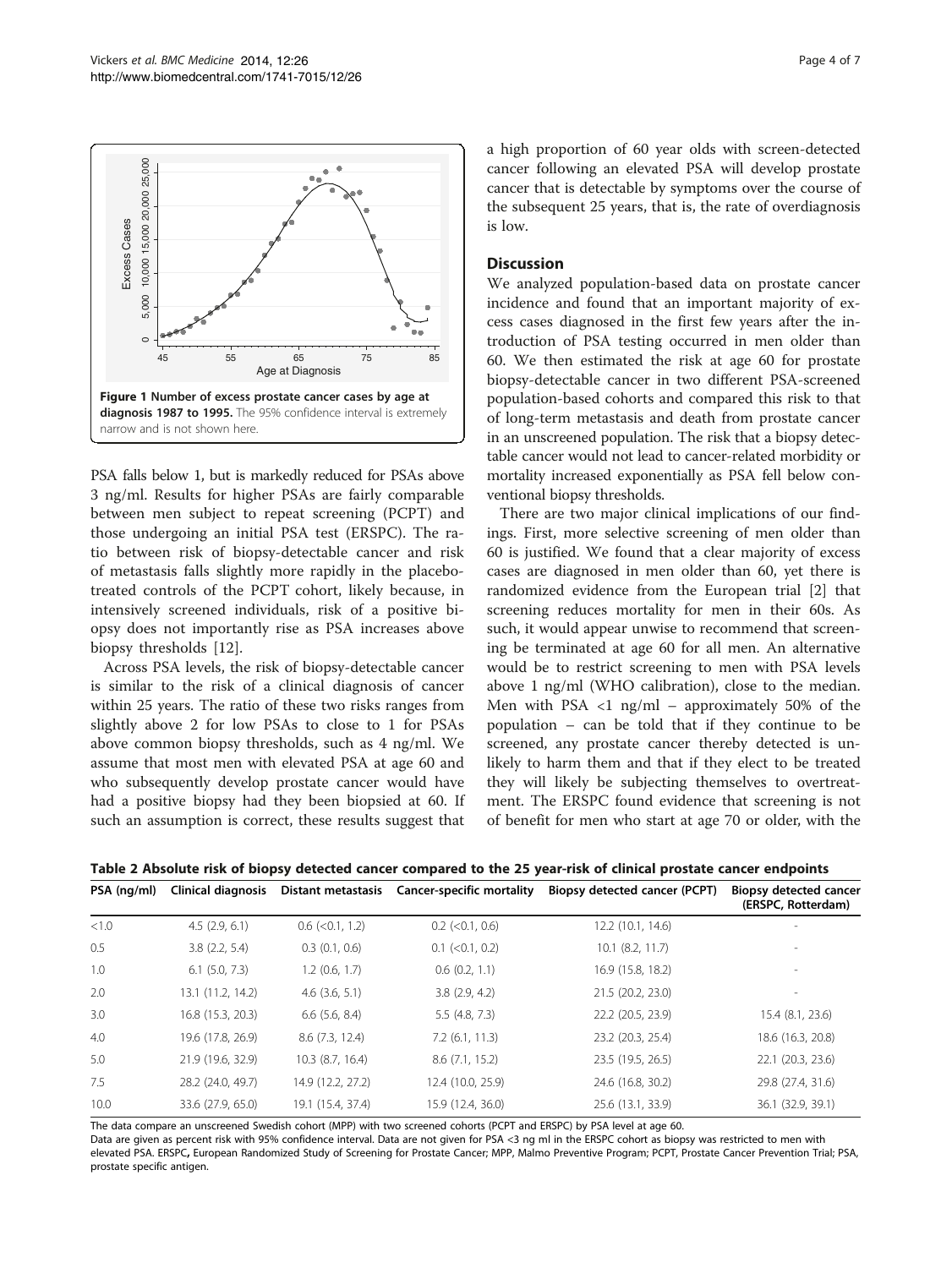Figure 1 **Number of excess prostate cancer cases by age at diagnosis 1987 to 1995.** The 95% confidence interval is extremely narrow and is not shown here.

PSA falls below 1, but is markedly reduced for PSAs above 3 ng/ml. Results for higher PSAs are fairly comparable between men subject to repeat screening (PCPT) and those undergoing an initial PSA test (ERSPC). The ratio between risk of biopsy-detectable cancer and risk of metastasis falls slightly more rapidly in the placebo-treated controls of the PCPT cohort, likely because, in intensively screened individuals, risk of a positive biopsy does not importantly rise as PSA increases above biopsy thresholds [12].

Across PSA levels, the risk of biopsy-detectable cancer is similar to the risk of a clinical diagnosis of cancer within 25 years. The ratio of these two risks ranges from slightly above 2 for low PSAs to close to 1 for PSAs above common biopsy thresholds, such as 4 ng/ml. We assume that most men with elevated PSA at age 60 and who subsequently develop prostate cancer would have had a positive biopsy had they been biopsied at 60. If such an assumption is correct, these results suggest that a high proportion of 60 year olds with screen-detected cancer following an elevated PSA will develop prostate cancer that is detectable by symptoms over the course of the subsequent 25 years, that is, the rate of overdiagnosis is low.

## Discussion

We analyzed population-based data on prostate cancer incidence and found that an important majority of excess cases diagnosed in the first few years after the introduction of PSA testing occurred in men older than 60. We then estimated the risk at age 60 for prostate biopsy-detectable cancer in two different PSA-screened population-based cohorts and compared this risk to that of long-term metastasis and death from prostate cancer in an unscreened population. The risk that a biopsy detectable cancer would not lead to cancer-related morbidity or mortality increased exponentially as PSA fell below conventional biopsy thresholds.

There are two major clinical implications of our findings. First, more selective screening of men older than 60 is justified. We found that a clear majority of excess cases are diagnosed in men older than 60, yet there is randomized evidence from the European trial [2] that screening reduces mortality for men in their 60s. As such, it would appear unwise to recommend that screening be terminated at age 60 for all men. An alternative would be to restrict screening to men with PSA levels above 1 ng/ml (WHO calibration), close to the median. Men with PSA <1 ng/ml – approximately 50% of the population – can be told that if they continue to be screened, any prostate cancer thereby detected is unlikely to harm them and that if they elect to be treated they will likely be subjecting themselves to overtreatment. The ERSPC found evidence that screening is not of benefit for men who start at age 70 or older, with the

**Table 2 Absolute risk of biopsy detected cancer compared to the 25 year-risk of clinical prostate cancer endpoints**

| PSA (ng/ml) | Clinical diagnosis | Distant metastasis | Cancer-specific mortality | Biopsy detected cancer (PCPT) | Biopsy detected cancer (ERSPC, Rotterdam) |
|---|---|---|---|---|---|
| <1.0 | 4.5 (2.9, 6.1) | 0.6 (<0.1, 1.2) | 0.2 (<0.1, 0.6) | 12.2 (10.1, 14.6) | - |
| 0.5 | 3.8 (2.2, 5.4) | 0.3 (0.1, 0.6) | 0.1 (<0.1, 0.2) | 10.1 (8.2, 11.7) | - |
| 1.0 | 6.1 (5.0, 7.3) | 1.2 (0.6, 1.7) | 0.6 (0.2, 1.1) | 16.9 (15.8, 18.2) | - |
| 2.0 | 13.1 (11.2, 14.2) | 4.6 (3.6, 5.1) | 3.8 (2.9, 4.2) | 21.5 (20.2, 23.0) | - |
| 3.0 | 16.8 (15.3, 20.3) | 6.6 (5.6, 8.4) | 5.5 (4.8, 7.3) | 22.2 (20.5, 23.9) | 15.4 (8.1, 23.6) |
| 4.0 | 19.6 (17.8, 26.9) | 8.6 (7.3, 12.4) | 7.2 (6.1, 11.3) | 23.2 (20.3, 25.4) | 18.6 (16.3, 20.8) |
| 5.0 | 21.9 (19.6, 32.9) | 10.3 (8.7, 16.4) | 8.6 (7.1, 15.2) | 23.5 (19.5, 26.5) | 22.1 (20.3, 23.6) |
| 7.5 | 28.2 (24.0, 49.7) | 14.9 (12.2, 27.2) | 12.4 (10.0, 25.9) | 24.6 (16.8, 30.2) | 29.8 (27.4, 31.6) |
| 10.0 | 33.6 (27.9, 65.0) | 19.1 (15.4, 37.4) | 15.9 (12.4, 36.0) | 25.6 (13.1, 33.9) | 36.1 (32.9, 39.1) |

The data compare an unscreened Swedish cohort (MPP) with two screened cohorts (PCPT and ERSPC) by PSA level at age 60.
Data are given as percent risk with 95% confidence interval. Data are not given for PSA <3 ng ml in the ERSPC cohort as biopsy was restricted to men with elevated PSA. ERSPC, European Randomized Study of Screening for Prostate Cancer; MPP, Malmo Preventive Program; PCPT, Prostate Cancer Prevention Trial; PSA, prostate specific antigen.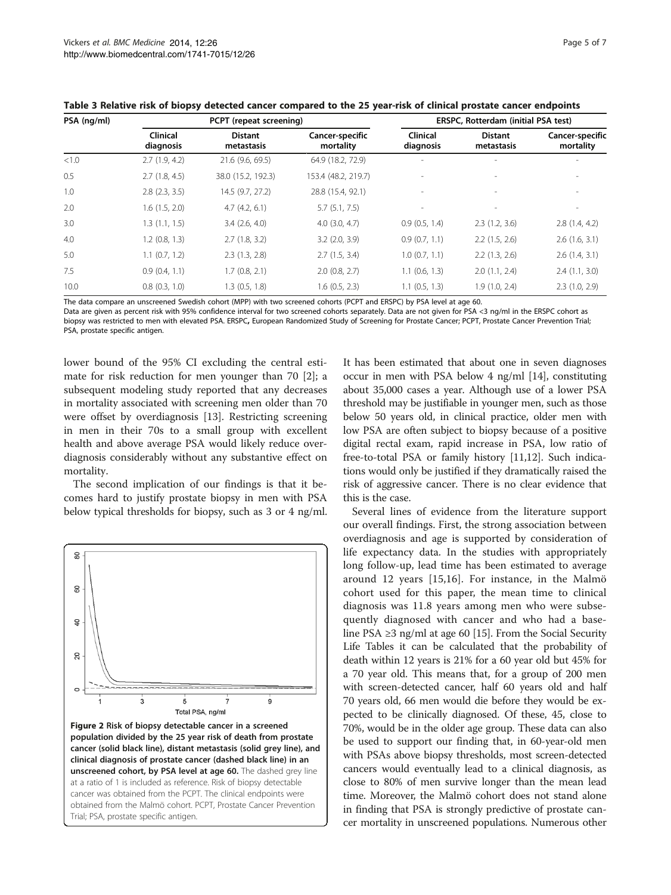**Table 3 Relative risk of biopsy detected cancer compared to the 25 year-risk of clinical prostate cancer endpoints**

| PSA (ng/ml) | PCPT (repeat screening) | | | ERSPC, Rotterdam (initial PSA test) | | |
|---|---|---|---|---|---|---|
| | Clinical diagnosis | Distant metastasis | Cancer-specific mortality | Clinical diagnosis | Distant metastasis | Cancer-specific mortality |
| <1.0 | 2.7 (1.9, 4.2) | 21.6 (9.6, 69.5) | 64.9 (18.2, 72.9) | - | - | - |
| 0.5 | 2.7 (1.8, 4.5) | 38.0 (15.2, 192.3) | 153.4 (48.2, 219.7) | - | - | - |
| 1.0 | 2.8 (2.3, 3.5) | 14.5 (9.7, 27.2) | 28.8 (15.4, 92.1) | - | - | - |
| 2.0 | 1.6 (1.5, 2.0) | 4.7 (4.2, 6.1) | 5.7 (5.1, 7.5) | - | - | - |
| 3.0 | 1.3 (1.1, 1.5) | 3.4 (2.6, 4.0) | 4.0 (3.0, 4.7) | 0.9 (0.5, 1.4) | 2.3 (1.2, 3.6) | 2.8 (1.4, 4.2) |
| 4.0 | 1.2 (0.8, 1.3) | 2.7 (1.8, 3.2) | 3.2 (2.0, 3.9) | 0.9 (0.7, 1.1) | 2.2 (1.5, 2.6) | 2.6 (1.6, 3.1) |
| 5.0 | 1.1 (0.7, 1.2) | 2.3 (1.3, 2.8) | 2.7 (1.5, 3.4) | 1.0 (0.7, 1.1) | 2.2 (1.3, 2.6) | 2.6 (1.4, 3.1) |
| 7.5 | 0.9 (0.4, 1.1) | 1.7 (0.8, 2.1) | 2.0 (0.8, 2.7) | 1.1 (0.6, 1.3) | 2.0 (1.1, 2.4) | 2.4 (1.1, 3.0) |
| 10.0 | 0.8 (0.3, 1.0) | 1.3 (0.5, 1.8) | 1.6 (0.5, 2.3) | 1.1 (0.5, 1.3) | 1.9 (1.0, 2.4) | 2.3 (1.0, 2.9) |

The data compare an unscreened Swedish cohort (MPP) with two screened cohorts (PCPT and ERSPC) by PSA level at age 60.
Data are given as percent risk with 95% confidence interval for two screened cohorts separately. Data are not given for PSA <3 ng/ml in the ERSPC cohort as biopsy was restricted to men with elevated PSA. ERSPC, European Randomized Study of Screening for Prostate Cancer; PCPT, Prostate Cancer Prevention Trial; PSA, prostate specific antigen.

lower bound of the 95% CI excluding the central estimate for risk reduction for men younger than 70 [2]; a subsequent modeling study reported that any decreases in mortality associated with screening men older than 70 were offset by overdiagnosis [13]. Restricting screening in men in their 70s to a small group with excellent health and above average PSA would likely reduce overdiagnosis considerably without any substantive effect on mortality.

The second implication of our findings is that it becomes hard to justify prostate biopsy in men with PSA below typical thresholds for biopsy, such as 3 or 4 ng/ml.

**Figure 2 Risk of biopsy detectable cancer in a screened population divided by the 25 year risk of death from prostate cancer (solid black line), distant metastasis (solid grey line), and clinical diagnosis of prostate cancer (dashed black line) in an unscreened cohort, by PSA level at age 60.** The dashed grey line at a ratio of 1 is included as reference. Risk of biopsy detectable cancer was obtained from the PCPT. The clinical endpoints were obtained from the Malmö cohort. PCPT, Prostate Cancer Prevention Trial; PSA, prostate specific antigen.

It has been estimated that about one in seven diagnoses occur in men with PSA below 4 ng/ml [14], constituting about 35,000 cases a year. Although use of a lower PSA threshold may be justifiable in younger men, such as those below 50 years old, in clinical practice, older men with low PSA are often subject to biopsy because of a positive digital rectal exam, rapid increase in PSA, low ratio of free-to-total PSA or family history [11,12]. Such indications would only be justified if they dramatically raised the risk of aggressive cancer. There is no clear evidence that this is the case.

Several lines of evidence from the literature support our overall findings. First, the strong association between overdiagnosis and age is supported by consideration of life expectancy data. In the studies with appropriately long follow-up, lead time has been estimated to average around 12 years [15,16]. For instance, in the Malmö cohort used for this paper, the mean time to clinical diagnosis was 11.8 years among men who were subsequently diagnosed with cancer and who had a baseline PSA ≥3 ng/ml at age 60 [15]. From the Social Security Life Tables it can be calculated that the probability of death within 12 years is 21% for a 60 year old but 45% for a 70 year old. This means that, for a group of 200 men with screen-detected cancer, half 60 years old and half 70 years old, 66 men would die before they would be expected to be clinically diagnosed. Of these, 45, close to 70%, would be in the older age group. These data can also be used to support our finding that, in 60-year-old men with PSAs above biopsy thresholds, most screen-detected cancers would eventually lead to a clinical diagnosis, as close to 80% of men survive longer than the mean lead time. Moreover, the Malmö cohort does not stand alone in finding that PSA is strongly predictive of prostate cancer mortality in unscreened populations. Numerous other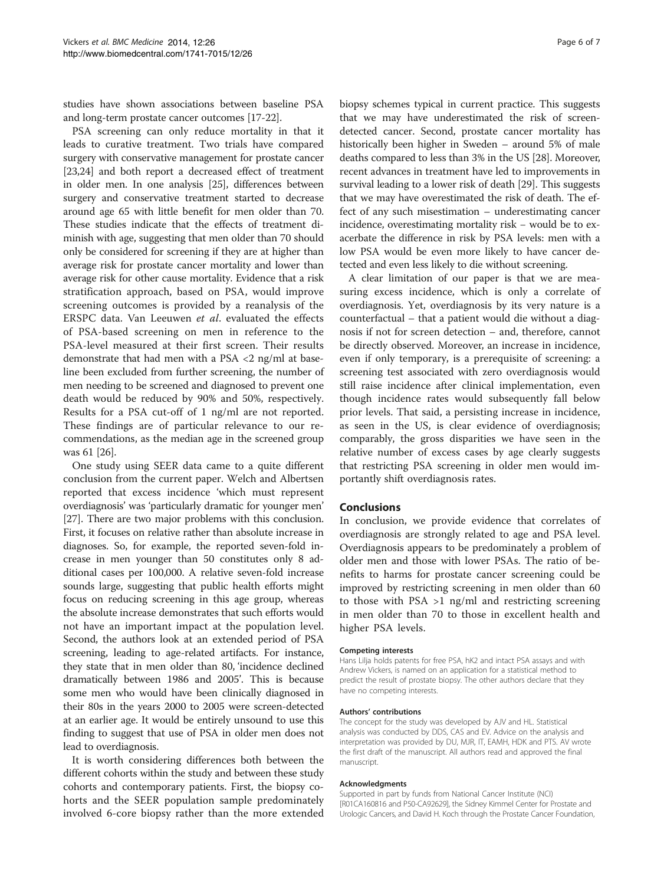studies have shown associations between baseline PSA and long-term prostate cancer outcomes [17-22].

PSA screening can only reduce mortality in that it leads to curative treatment. Two trials have compared surgery with conservative management for prostate cancer [23,24] and both report a decreased effect of treatment in older men. In one analysis [25], differences between surgery and conservative treatment started to decrease around age 65 with little benefit for men older than 70. These studies indicate that the effects of treatment diminish with age, suggesting that men older than 70 should only be considered for screening if they are at higher than average risk for prostate cancer mortality and lower than average risk for other cause mortality. Evidence that a risk stratification approach, based on PSA, would improve screening outcomes is provided by a reanalysis of the ERSPC data. Van Leeuwen *et al*. evaluated the effects of PSA-based screening on men in reference to the PSA-level measured at their first screen. Their results demonstrate that had men with a PSA <2 ng/ml at baseline been excluded from further screening, the number of men needing to be screened and diagnosed to prevent one death would be reduced by 90% and 50%, respectively. Results for a PSA cut-off of 1 ng/ml are not reported. These findings are of particular relevance to our recommendations, as the median age in the screened group was 61 [26].

One study using SEER data came to a quite different conclusion from the current paper. Welch and Albertsen reported that excess incidence 'which must represent overdiagnosis' was 'particularly dramatic for younger men' [27]. There are two major problems with this conclusion. First, it focuses on relative rather than absolute increase in diagnoses. So, for example, the reported seven-fold increase in men younger than 50 constitutes only 8 additional cases per 100,000. A relative seven-fold increase sounds large, suggesting that public health efforts might focus on reducing screening in this age group, whereas the absolute increase demonstrates that such efforts would not have an important impact at the population level. Second, the authors look at an extended period of PSA screening, leading to age-related artifacts. For instance, they state that in men older than 80, 'incidence declined dramatically between 1986 and 2005'. This is because some men who would have been clinically diagnosed in their 80s in the years 2000 to 2005 were screen-detected at an earlier age. It would be entirely unsound to use this finding to suggest that use of PSA in older men does not lead to overdiagnosis.

It is worth considering differences both between the different cohorts within the study and between these study cohorts and contemporary patients. First, the biopsy cohorts and the SEER population sample predominately involved 6-core biopsy rather than the more extended biopsy schemes typical in current practice. This suggests that we may have underestimated the risk of screen-detected cancer. Second, prostate cancer mortality has historically been higher in Sweden – around 5% of male deaths compared to less than 3% in the US [28]. Moreover, recent advances in treatment have led to improvements in survival leading to a lower risk of death [29]. This suggests that we may have overestimated the risk of death. The effect of any such misestimation – underestimating cancer incidence, overestimating mortality risk – would be to exacerbate the difference in risk by PSA levels: men with a low PSA would be even more likely to have cancer detected and even less likely to die without screening.

A clear limitation of our paper is that we are measuring excess incidence, which is only a correlate of overdiagnosis. Yet, overdiagnosis by its very nature is a counterfactual – that a patient would die without a diagnosis if not for screen detection – and, therefore, cannot be directly observed. Moreover, an increase in incidence, even if only temporary, is a prerequisite of screening: a screening test associated with zero overdiagnosis would still raise incidence after clinical implementation, even though incidence rates would subsequently fall below prior levels. That said, a persisting increase in incidence, as seen in the US, is clear evidence of overdiagnosis; comparably, the gross disparities we have seen in the relative number of excess cases by age clearly suggests that restricting PSA screening in older men would importantly shift overdiagnosis rates.

## Conclusions

In conclusion, we provide evidence that correlates of overdiagnosis are strongly related to age and PSA level. Overdiagnosis appears to be predominately a problem of older men and those with lower PSAs. The ratio of benefits to harms for prostate cancer screening could be improved by restricting screening in men older than 60 to those with PSA >1 ng/ml and restricting screening in men older than 70 to those in excellent health and higher PSA levels.

#### Competing interests

Hans Lilja holds patents for free PSA, hK2 and intact PSA assays and with Andrew Vickers, is named on an application for a statistical method to predict the result of prostate biopsy. The other authors declare that they have no competing interests.

#### Authors' contributions

The concept for the study was developed by AJV and HL. Statistical analysis was conducted by DDS, CAS and EV. Advice on the analysis and interpretation was provided by DU, MJR, IT, EAMH, HDK and PTS. AV wrote the first draft of the manuscript. All authors read and approved the final manuscript.

#### Acknowledgments

Supported in part by funds from National Cancer Institute (NCI) [R01CA160816 and P50-CA92629], the Sidney Kimmel Center for Prostate and Urologic Cancers, and David H. Koch through the Prostate Cancer Foundation,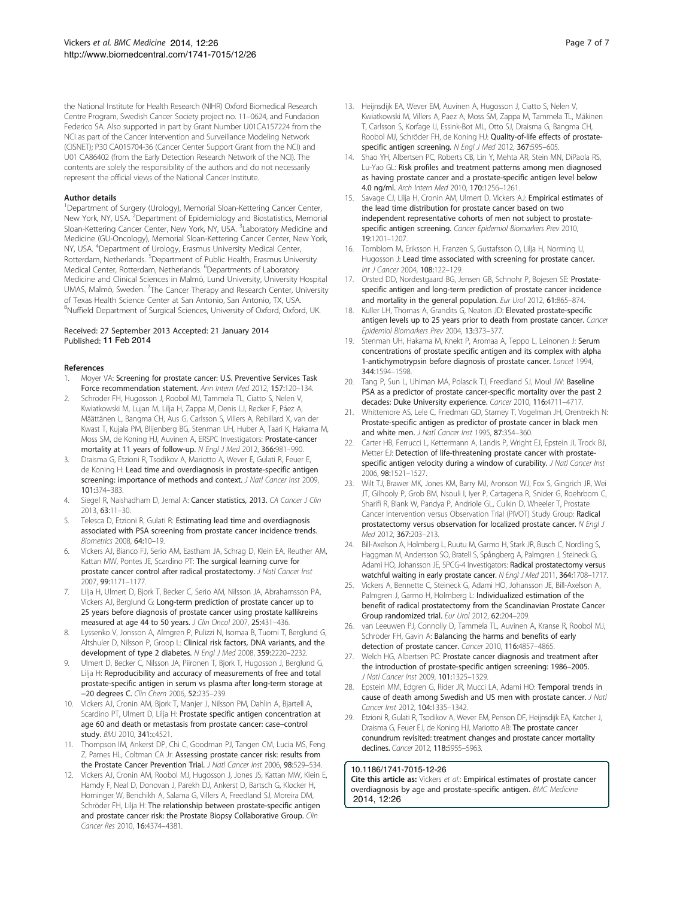the National Institute for Health Research (NIHR) Oxford Biomedical Research Centre Program, Swedish Cancer Society project no. 11–0624, and Fundacion Federico SA. Also supported in part by Grant Number U01CA157224 from the NCI as part of the Cancer Intervention and Surveillance Modeling Network (CISNET); P30 CA015704-36 (Cancer Center Support Grant from the NCI) and U01 CA86402 (from the Early Detection Research Network of the NCI). The contents are solely the responsibility of the authors and do not necessarily represent the official views of the National Cancer Institute.

#### Author details

[1]Department of Surgery (Urology), Memorial Sloan-Kettering Cancer Center, New York, NY, USA. [2]Department of Epidemiology and Biostatistics, Memorial Sloan-Kettering Cancer Center, New York, NY, USA. [3]Laboratory Medicine and Medicine (GU-Oncology), Memorial Sloan-Kettering Cancer Center, New York, NY, USA. [4]Department of Urology, Erasmus University Medical Center, Rotterdam, Netherlands. [5]Department of Public Health, Erasmus University Medical Center, Rotterdam, Netherlands. [6]Departments of Laboratory Medicine and Clinical Sciences in Malmö, Lund University, University Hospital UMAS, Malmö, Sweden. [7]The Cancer Therapy and Research Center, University of Texas Health Science Center at San Antonio, San Antonio, TX, USA. [8]Nuffield Department of Surgical Sciences, University of Oxford, Oxford, UK.

Received: 27 September 2013 Accepted: 21 January 2014
Published: 11 Feb 2014

#### References

1. Moyer VA: **Screening for prostate cancer: U.S. Preventive Services Task Force recommendation statement.** *Ann Intern Med* 2012, **157:**120–134.
2. Schroder FH, Hugosson J, Roobol MJ, Tammela TL, Ciatto S, Nelen V, Kwiatkowski M, Lujan M, Lilja H, Zappa M, Denis LJ, Recker F, Páez A, Määttänen L, Bangma CH, Aus G, Carlsson S, Villers A, Rebillard X, van der Kwast T, Kujala PM, Blijenberg BG, Stenman UH, Huber A, Taari K, Hakama M, Moss SM, de Koning HJ, Auvinen A, ERSPC Investigators: **Prostate-cancer mortality at 11 years of follow-up.** *N Engl J Med* 2012, **366:**981–990.
3. Draisma G, Etzioni R, Tsodikov A, Mariotto A, Wever E, Gulati R, Feuer E, de Koning H: **Lead time and overdiagnosis in prostate-specific antigen screening: importance of methods and context.** *J Natl Cancer Inst* 2009, **101:**374–383.
4. Siegel R, Naishadham D, Jemal A: **Cancer statistics, 2013.** *CA Cancer J Clin* 2013, **63:**11–30.
5. Telesca D, Etzioni R, Gulati R: **Estimating lead time and overdiagnosis associated with PSA screening from prostate cancer incidence trends.** *Biometrics* 2008, **64:**10–19.
6. Vickers AJ, Bianco FJ, Serio AM, Eastham JA, Schrag D, Klein EA, Reuther AM, Kattan MW, Pontes JE, Scardino PT: **The surgical learning curve for prostate cancer control after radical prostatectomy.** *J Natl Cancer Inst* 2007, **99:**1171–1177.
7. Lilja H, Ulmert D, Bjork T, Becker C, Serio AM, Nilsson JA, Abrahamsson PA, Vickers AJ, Berglund G: **Long-term prediction of prostate cancer up to 25 years before diagnosis of prostate cancer using prostate kallikreins measured at age 44 to 50 years.** *J Clin Oncol* 2007, **25:**431–436.
8. Lyssenko V, Jonsson A, Almgren P, Pulizzi N, Isomaa B, Tuomi T, Berglund G, Altshuler D, Nilsson P, Groop L: **Clinical risk factors, DNA variants, and the development of type 2 diabetes.** *N Engl J Med* 2008, **359:**2220–2232.
9. Ulmert D, Becker C, Nilsson JA, Piironen T, Bjork T, Hugosson J, Berglund G, Lilja H: **Reproducibility and accuracy of measurements of free and total prostate-specific antigen in serum vs plasma after long-term storage at −20 degrees C.** *Clin Chem* 2006, **52:**235–239.
10. Vickers AJ, Cronin AM, Bjork T, Manjer J, Nilsson PM, Dahlin A, Bjartell A, Scardino PT, Ulmert D, Lilja H: **Prostate specific antigen concentration at age 60 and death or metastasis from prostate cancer: case–control study.** *BMJ* 2010, **341:**c4521.
11. Thompson IM, Ankerst DP, Chi C, Goodman PJ, Tangen CM, Lucia MS, Feng Z, Parnes HL, Coltman CA Jr: **Assessing prostate cancer risk: results from the Prostate Cancer Prevention Trial.** *J Natl Cancer Inst* 2006, **98:**529–534.
12. Vickers AJ, Cronin AM, Roobol MJ, Hugosson J, Jones JS, Kattan MW, Klein E, Hamdy F, Neal D, Donovan J, Parekh DJ, Ankerst D, Bartsch G, Klocker H, Horninger W, Benchikh A, Salama G, Villers A, Freedland SJ, Moreira DM, Schröder FH, Lilja H: **The relationship between prostate-specific antigen and prostate cancer risk: the Prostate Biopsy Collaborative Group.** *Clin Cancer Res* 2010, **16:**4374–4381.
13. Heijnsdijk EA, Wever EM, Auvinen A, Hugosson J, Ciatto S, Nelen V, Kwiatkowski M, Villers A, Paez A, Moss SM, Zappa M, Tammela TL, Mäkinen T, Carlsson S, Korfage IJ, Essink-Bot ML, Otto SJ, Draisma G, Bangma CH, Roobol MJ, Schröder FH, de Koning HJ: **Quality-of-life effects of prostate-specific antigen screening.** *N Engl J Med* 2012, **367:**595–605.
14. Shao YH, Albertsen PC, Roberts CB, Lin Y, Mehta AR, Stein MN, DiPaola RS, Lu-Yao GL: **Risk profiles and treatment patterns among men diagnosed as having prostate cancer and a prostate-specific antigen level below 4.0 ng/ml.** *Arch Intern Med* 2010, **170:**1256–1261.
15. Savage CJ, Lilja H, Cronin AM, Ulmert D, Vickers AJ: **Empirical estimates of the lead time distribution for prostate cancer based on two independent representative cohorts of men not subject to prostate-specific antigen screening.** *Cancer Epidemiol Biomarkers Prev* 2010, **19:**1201–1207.
16. Tornblom M, Eriksson H, Franzen S, Gustafsson O, Lilja H, Norming U, Hugosson J: **Lead time associated with screening for prostate cancer.** *Int J Cancer* 2004, **108:**122–129.
17. Orsted DD, Nordestgaard BG, Jensen GB, Schnohr P, Bojesen SE: **Prostate-specific antigen and long-term prediction of prostate cancer incidence and mortality in the general population.** *Eur Urol* 2012, **61:**865–874.
18. Kuller LH, Thomas A, Grandits G, Neaton JD: **Elevated prostate-specific antigen levels up to 25 years prior to death from prostate cancer.** *Cancer Epidemiol Biomarkers Prev* 2004, **13:**373–377.
19. Stenman UH, Hakama M, Knekt P, Aromaa A, Teppo L, Leinonen J: **Serum concentrations of prostate specific antigen and its complex with alpha 1-antichymotrypsin before diagnosis of prostate cancer.** *Lancet* 1994, **344:**1594–1598.
20. Tang P, Sun L, Uhlman MA, Polascik TJ, Freedland SJ, Moul JW: **Baseline PSA as a predictor of prostate cancer-specific mortality over the past 2 decades: Duke University experience.** *Cancer* 2010, **116:**4711–4717.
21. Whittemore AS, Lele C, Friedman GD, Stamey T, Vogelman JH, Orentreich N: **Prostate-specific antigen as predictor of prostate cancer in black men and white men.** *J Natl Cancer Inst* 1995, **87:**354–360.
22. Carter HB, Ferrucci L, Kettermann A, Landis P, Wright EJ, Epstein JI, Trock BJ, Metter EJ: **Detection of life-threatening prostate cancer with prostate-specific antigen velocity during a window of curability.** *J Natl Cancer Inst* 2006, **98:**1521–1527.
23. Wilt TJ, Brawer MK, Jones KM, Barry MJ, Aronson WJ, Fox S, Gingrich JR, Wei JT, Gilhooly P, Grob BM, Nsouli I, Iyer P, Cartagena R, Snider G, Roehrborn C, Sharifi R, Blank W, Pandya P, Andriole GL, Culkin D, Wheeler T, Prostate Cancer Intervention versus Observation Trial (PIVOT) Study Group: **Radical prostatectomy versus observation for localized prostate cancer.** *N Engl J Med* 2012, **367:**203–213.
24. Bill-Axelson A, Holmberg L, Ruutu M, Garmo H, Stark JR, Busch C, Nordling S, Haggman M, Andersson SO, Bratell S, Spångberg A, Palmgren J, Steineck G, Adami HO, Johansson JE, SPCG-4 Investigators: **Radical prostatectomy versus watchful waiting in early prostate cancer.** *N Engl J Med* 2011, **364:**1708–1717.
25. Vickers A, Bennette C, Steineck G, Adami HO, Johansson JE, Bill-Axelson A, Palmgren J, Garmo H, Holmberg L: **Individualized estimation of the benefit of radical prostatectomy from the Scandinavian Prostate Cancer Group randomized trial.** *Eur Urol* 2012, **62:**204–209.
26. van Leeuwen PJ, Connolly D, Tammela TL, Auvinen A, Kranse R, Roobol MJ, Schroder FH, Gavin A: **Balancing the harms and benefits of early detection of prostate cancer.** *Cancer* 2010, **116:**4857–4865.
27. Welch HG, Albertsen PC: **Prostate cancer diagnosis and treatment after the introduction of prostate-specific antigen screening: 1986–2005.** *J Natl Cancer Inst* 2009, **101:**1325–1329.
28. Epstein MM, Edgren G, Rider JR, Mucci LA, Adami HO: **Temporal trends in cause of death among Swedish and US men with prostate cancer.** *J Natl Cancer Inst* 2012, **104:**1335–1342.
29. Etzioni R, Gulati R, Tsodikov A, Wever EM, Penson DF, Heijnsdijk EA, Katcher J, Draisma G, Feuer EJ, de Koning HJ, Mariotto AB: **The prostate cancer conundrum revisited: treatment changes and prostate cancer mortality declines.** *Cancer* 2012, **118:**5955–5963.

10.1186/1741-7015-12-26

**Cite this article as:** Vickers *et al.*: Empirical estimates of prostate cancer overdiagnosis by age and prostate-specific antigen. *BMC Medicine* 2014, 12:26